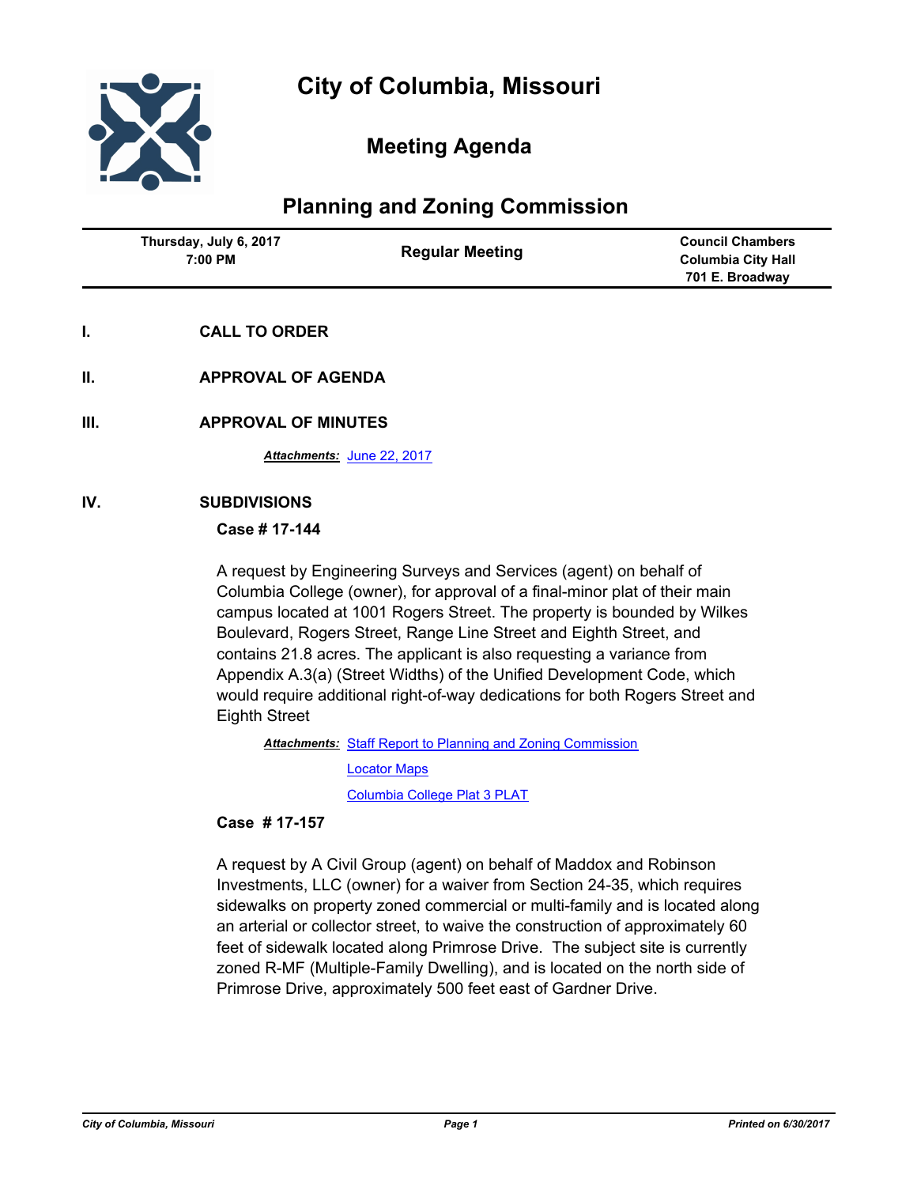# City of Columbia, Missouri

## Meeting Agenda

## Planning and Zoning Commission

| Thursday, July 6, 2017 7:00 PM | Regular Meeting | Council Chambers Columbia City Hall 701 E. Broadway |
| --- | --- | --- |

**I. CALL TO ORDER**

**II. APPROVAL OF AGENDA**

**III. APPROVAL OF MINUTES**

***Attachments:*** June 22, 2017

**IV. SUBDIVISIONS**

**Case # 17-144**

A request by Engineering Surveys and Services (agent) on behalf of Columbia College (owner), for approval of a final-minor plat of their main campus located at 1001 Rogers Street. The property is bounded by Wilkes Boulevard, Rogers Street, Range Line Street and Eighth Street, and contains 21.8 acres. The applicant is also requesting a variance from Appendix A.3(a) (Street Widths) of the Unified Development Code, which would require additional right-of-way dedications for both Rogers Street and Eighth Street

***Attachments:*** Staff Report to Planning and Zoning Commission

Locator Maps

Columbia College Plat 3 PLAT

**Case # 17-157**

A request by A Civil Group (agent) on behalf of Maddox and Robinson Investments, LLC (owner) for a waiver from Section 24-35, which requires sidewalks on property zoned commercial or multi-family and is located along an arterial or collector street, to waive the construction of approximately 60 feet of sidewalk located along Primrose Drive. The subject site is currently zoned R-MF (Multiple-Family Dwelling), and is located on the north side of Primrose Drive, approximately 500 feet east of Gardner Drive.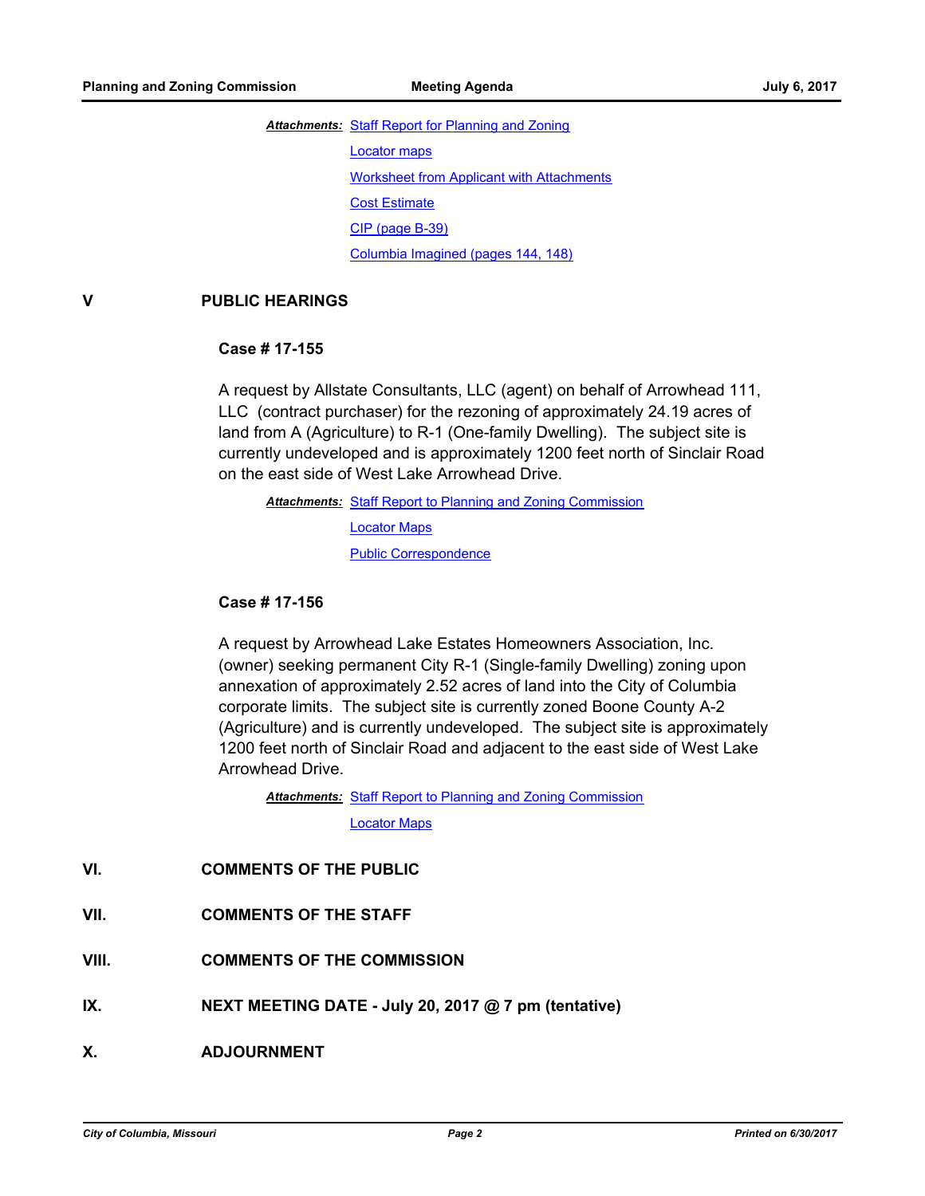***Attachments:*** Staff Report for Planning and Zoning

Locator maps

Worksheet from Applicant with Attachments

Cost Estimate

CIP (page B-39)

Columbia Imagined (pages 144, 148)

## V PUBLIC HEARINGS

### Case # 17-155

A request by Allstate Consultants, LLC (agent) on behalf of Arrowhead 111, LLC (contract purchaser) for the rezoning of approximately 24.19 acres of land from A (Agriculture) to R-1 (One-family Dwelling). The subject site is currently undeveloped and is approximately 1200 feet north of Sinclair Road on the east side of West Lake Arrowhead Drive.

***Attachments:*** Staff Report to Planning and Zoning Commission

Locator Maps

Public Correspondence

### Case # 17-156

A request by Arrowhead Lake Estates Homeowners Association, Inc. (owner) seeking permanent City R-1 (Single-family Dwelling) zoning upon annexation of approximately 2.52 acres of land into the City of Columbia corporate limits. The subject site is currently zoned Boone County A-2 (Agriculture) and is currently undeveloped. The subject site is approximately 1200 feet north of Sinclair Road and adjacent to the east side of West Lake Arrowhead Drive.

***Attachments:*** Staff Report to Planning and Zoning Commission

Locator Maps

## VI. COMMENTS OF THE PUBLIC

## VII. COMMENTS OF THE STAFF

## VIII. COMMENTS OF THE COMMISSION

## IX. NEXT MEETING DATE - July 20, 2017 @ 7 pm (tentative)

## X. ADJOURNMENT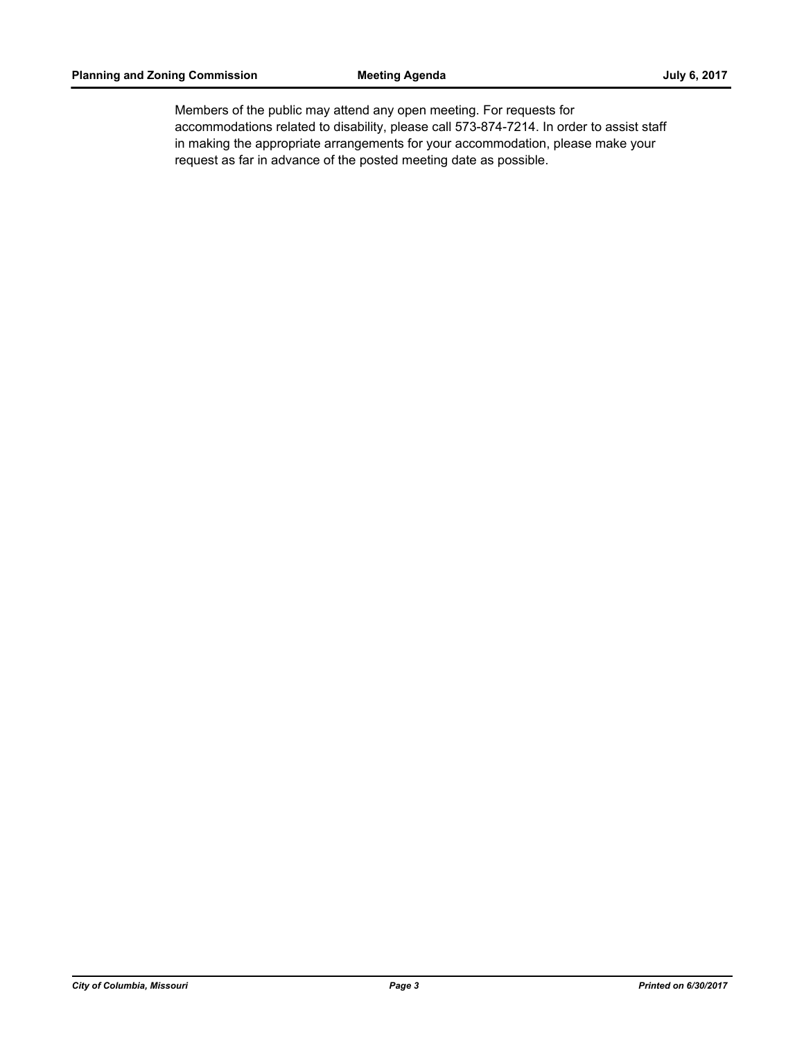Members of the public may attend any open meeting. For requests for accommodations related to disability, please call 573-874-7214. In order to assist staff in making the appropriate arrangements for your accommodation, please make your request as far in advance of the posted meeting date as possible.